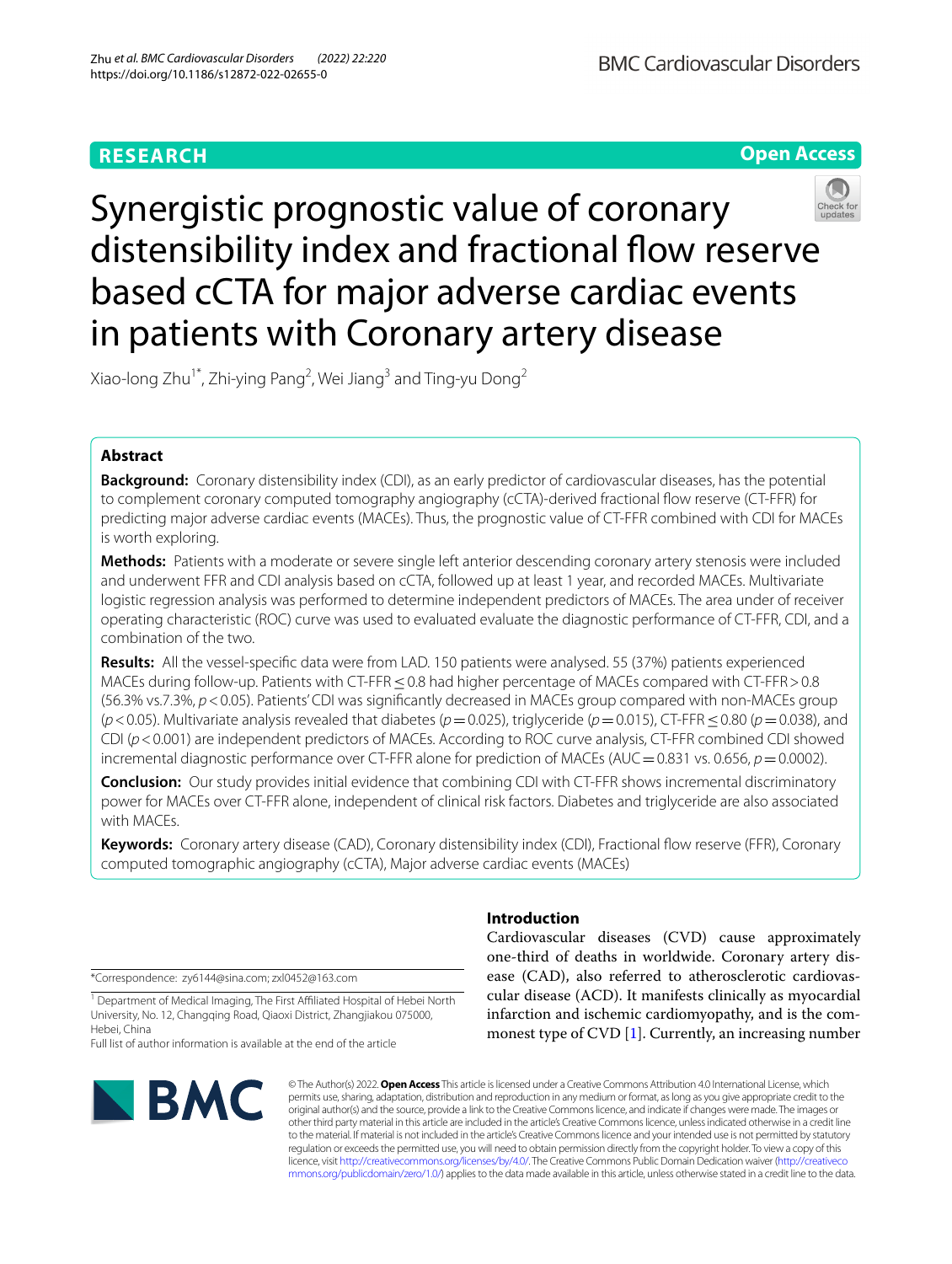RESEARCH

Open Access

# Synergistic prognostic value of coronary distensibility index and fractional flow reserve based cCTA for major adverse cardiac events in patients with Coronary artery disease

Xiao-long Zhu[1*], Zhi-ying Pang[2], Wei Jiang[3] and Ting-yu Dong[2]

## Abstract

**Background:** Coronary distensibility index (CDI), as an early predictor of cardiovascular diseases, has the potential to complement coronary computed tomography angiography (cCTA)-derived fractional flow reserve (CT-FFR) for predicting major adverse cardiac events (MACEs). Thus, the prognostic value of CT-FFR combined with CDI for MACEs is worth exploring.

**Methods:** Patients with a moderate or severe single left anterior descending coronary artery stenosis were included and underwent FFR and CDI analysis based on cCTA, followed up at least 1 year, and recorded MACEs. Multivariate logistic regression analysis was performed to determine independent predictors of MACEs. The area under of receiver operating characteristic (ROC) curve was used to evaluated evaluate the diagnostic performance of CT-FFR, CDI, and a combination of the two.

**Results:** All the vessel-specific data were from LAD. 150 patients were analysed. 55 (37%) patients experienced MACEs during follow-up. Patients with CT-FFR ≤ 0.8 had higher percentage of MACEs compared with CT-FFR > 0.8 (56.3% vs.7.3%, $p < 0.05$). Patients' CDI was significantly decreased in MACEs group compared with non-MACEs group ($p < 0.05$). Multivariate analysis revealed that diabetes ($p = 0.025$), triglyceride ($p = 0.015$), CT-FFR ≤ 0.80 ($p = 0.038$), and CDI ($p < 0.001$) are independent predictors of MACEs. According to ROC curve analysis, CT-FFR combined CDI showed incremental diagnostic performance over CT-FFR alone for prediction of MACEs (AUC = 0.831 vs. 0.656, $p = 0.0002$).

**Conclusion:** Our study provides initial evidence that combining CDI with CT-FFR shows incremental discriminatory power for MACEs over CT-FFR alone, independent of clinical risk factors. Diabetes and triglyceride are also associated with MACEs.

**Keywords:** Coronary artery disease (CAD), Coronary distensibility index (CDI), Fractional flow reserve (FFR), Coronary computed tomographic angiography (cCTA), Major adverse cardiac events (MACEs)

*Correspondence: zy6144@sina.com; zxl0452@163.com

[1] Department of Medical Imaging, The First Affiliated Hospital of Hebei North University, No. 12, Changqing Road, Qiaoxi District, Zhangjiakou 075000, Hebei, China

Full list of author information is available at the end of the article

## Introduction

Cardiovascular diseases (CVD) cause approximately one-third of deaths in worldwide. Coronary artery disease (CAD), also referred to atherosclerotic cardiovascular disease (ACD). It manifests clinically as myocardial infarction and ischemic cardiomyopathy, and is the commonest type of CVD [1]. Currently, an increasing number

© The Author(s) 2022. **Open Access** This article is licensed under a Creative Commons Attribution 4.0 International License, which permits use, sharing, adaptation, distribution and reproduction in any medium or format, as long as you give appropriate credit to the original author(s) and the source, provide a link to the Creative Commons licence, and indicate if changes were made. The images or other third party material in this article are included in the article's Creative Commons licence, unless indicated otherwise in a credit line to the material. If material is not included in the article's Creative Commons licence and your intended use is not permitted by statutory regulation or exceeds the permitted use, you will need to obtain permission directly from the copyright holder. To view a copy of this licence, visit http://creativecommons.org/licenses/by/4.0/. The Creative Commons Public Domain Dedication waiver (http://creativecommons.org/publicdomain/zero/1.0/) applies to the data made available in this article, unless otherwise stated in a credit line to the data.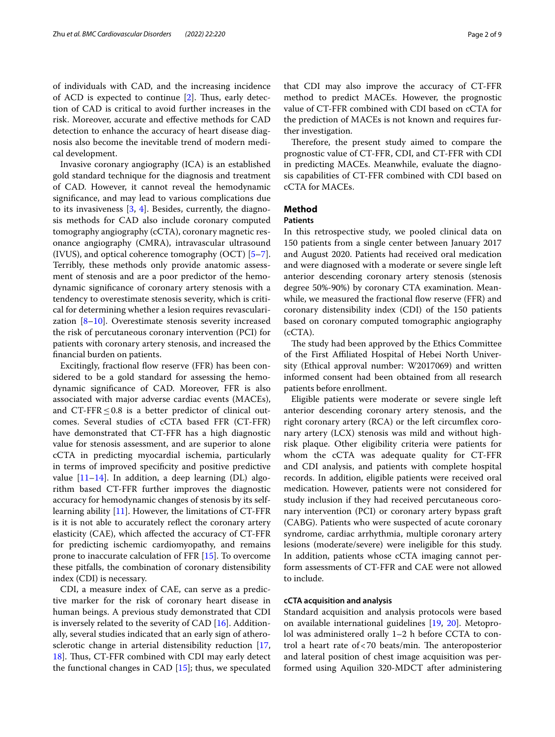of individuals with CAD, and the increasing incidence of ACD is expected to continue [2]. Thus, early detection of CAD is critical to avoid further increases in the risk. Moreover, accurate and effective methods for CAD detection to enhance the accuracy of heart disease diagnosis also become the inevitable trend of modern medical development.

Invasive coronary angiography (ICA) is an established gold standard technique for the diagnosis and treatment of CAD. However, it cannot reveal the hemodynamic significance, and may lead to various complications due to its invasiveness [3, 4]. Besides, currently, the diagnosis methods for CAD also include coronary computed tomography angiography (cCTA), coronary magnetic resonance angiography (CMRA), intravascular ultrasound (IVUS), and optical coherence tomography (OCT) [5–7]. Terribly, these methods only provide anatomic assessment of stenosis and are a poor predictor of the hemodynamic significance of coronary artery stenosis with a tendency to overestimate stenosis severity, which is critical for determining whether a lesion requires revascularization [8–10]. Overestimate stenosis severity increased the risk of percutaneous coronary intervention (PCI) for patients with coronary artery stenosis, and increased the financial burden on patients.

Excitingly, fractional flow reserve (FFR) has been considered to be a gold standard for assessing the hemodynamic significance of CAD. Moreover, FFR is also associated with major adverse cardiac events (MACEs), and CT-FFR $\leq$ 0.8 is a better predictor of clinical outcomes. Several studies of cCTA based FFR (CT-FFR) have demonstrated that CT-FFR has a high diagnostic value for stenosis assessment, and are superior to alone cCTA in predicting myocardial ischemia, particularly in terms of improved specificity and positive predictive value [11–14]. In addition, a deep learning (DL) algorithm based CT-FFR further improves the diagnostic accuracy for hemodynamic changes of stenosis by its self-learning ability [11]. However, the limitations of CT-FFR is it is not able to accurately reflect the coronary artery elasticity (CAE), which affected the accuracy of CT-FFR for predicting ischemic cardiomyopathy, and remains prone to inaccurate calculation of FFR [15]. To overcome these pitfalls, the combination of coronary distensibility index (CDI) is necessary.

CDI, a measure index of CAE, can serve as a predictive marker for the risk of coronary heart disease in human beings. A previous study demonstrated that CDI is inversely related to the severity of CAD [16]. Additionally, several studies indicated that an early sign of atherosclerotic change in arterial distensibility reduction [17, 18]. Thus, CT-FFR combined with CDI may early detect the functional changes in CAD [15]; thus, we speculated that CDI may also improve the accuracy of CT-FFR method to predict MACEs. However, the prognostic value of CT-FFR combined with CDI based on cCTA for the prediction of MACEs is not known and requires further investigation.

Therefore, the present study aimed to compare the prognostic value of CT-FFR, CDI, and CT-FFR with CDI in predicting MACEs. Meanwhile, evaluate the diagnosis capabilities of CT-FFR combined with CDI based on cCTA for MACEs.

## Method

### Patients

In this retrospective study, we pooled clinical data on 150 patients from a single center between January 2017 and August 2020. Patients had received oral medication and were diagnosed with a moderate or severe single left anterior descending coronary artery stenosis (stenosis degree 50%-90%) by coronary CTA examination. Meanwhile, we measured the fractional flow reserve (FFR) and coronary distensibility index (CDI) of the 150 patients based on coronary computed tomographic angiography (cCTA).

The study had been approved by the Ethics Committee of the First Affiliated Hospital of Hebei North University (Ethical approval number: W2017069) and written informed consent had been obtained from all research patients before enrollment.

Eligible patients were moderate or severe single left anterior descending coronary artery stenosis, and the right coronary artery (RCA) or the left circumflex coronary artery (LCX) stenosis was mild and without high-risk plaque. Other eligibility criteria were patients for whom the cCTA was adequate quality for CT-FFR and CDI analysis, and patients with complete hospital records. In addition, eligible patients were received oral medication. However, patients were not considered for study inclusion if they had received percutaneous coronary intervention (PCI) or coronary artery bypass graft (CABG). Patients who were suspected of acute coronary syndrome, cardiac arrhythmia, multiple coronary artery lesions (moderate/severe) were ineligible for this study. In addition, patients whose cCTA imaging cannot perform assessments of CT-FFR and CAE were not allowed to include.

### cCTA acquisition and analysis

Standard acquisition and analysis protocols were based on available international guidelines [19, 20]. Metoprolol was administered orally 1–2 h before CCTA to control a heart rate of < 70 beats/min. The anteroposterior and lateral position of chest image acquisition was performed using Aquilion 320-MDCT after administering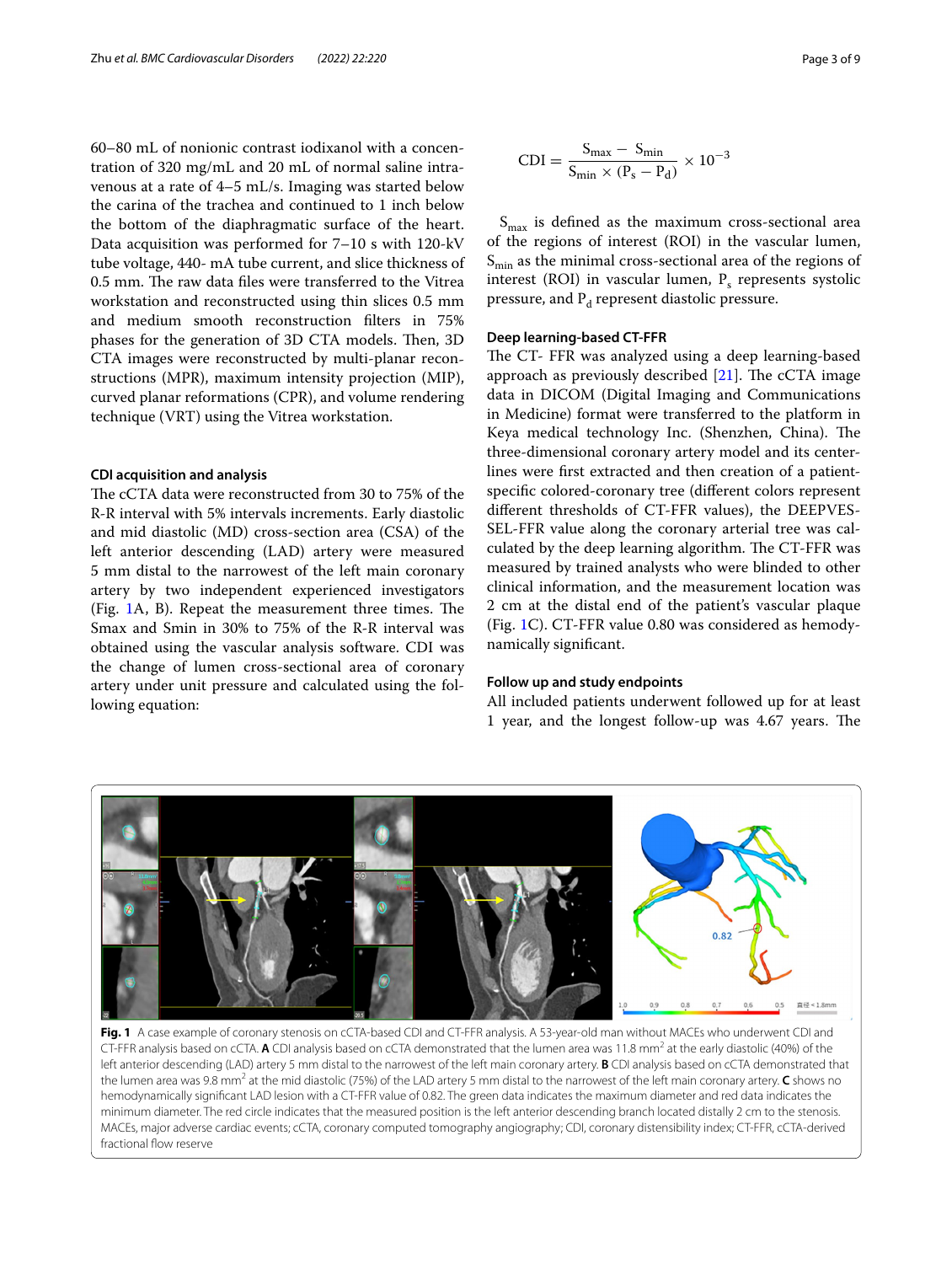60–80 mL of nonionic contrast iodixanol with a concentration of 320 mg/mL and 20 mL of normal saline intravenous at a rate of 4–5 mL/s. Imaging was started below the carina of the trachea and continued to 1 inch below the bottom of the diaphragmatic surface of the heart. Data acquisition was performed for 7–10 s with 120-kV tube voltage, 440- mA tube current, and slice thickness of 0.5 mm. The raw data files were transferred to the Vitrea workstation and reconstructed using thin slices 0.5 mm and medium smooth reconstruction filters in 75% phases for the generation of 3D CTA models. Then, 3D CTA images were reconstructed by multi-planar reconstructions (MPR), maximum intensity projection (MIP), curved planar reformations (CPR), and volume rendering technique (VRT) using the Vitrea workstation.

### CDI acquisition and analysis

The cCTA data were reconstructed from 30 to 75% of the R-R interval with 5% intervals increments. Early diastolic and mid diastolic (MD) cross-section area (CSA) of the left anterior descending (LAD) artery were measured 5 mm distal to the narrowest of the left main coronary artery by two independent experienced investigators (Fig. 1A, B). Repeat the measurement three times. The Smax and Smin in 30% to 75% of the R-R interval was obtained using the vascular analysis software. CDI was the change of lumen cross-sectional area of coronary artery under unit pressure and calculated using the following equation:

$$\text{CDI} = \frac{S_{max} - S_{min}}{S_{min} \times (P_s - P_d)} \times 10^{-3}$$

$S_{max}$ is defined as the maximum cross-sectional area of the regions of interest (ROI) in the vascular lumen, $S_{min}$ as the minimal cross-sectional area of the regions of interest (ROI) in vascular lumen, $P_s$ represents systolic pressure, and $P_d$ represent diastolic pressure.

### Deep learning-based CT-FFR

The CT- FFR was analyzed using a deep learning-based approach as previously described [21]. The cCTA image data in DICOM (Digital Imaging and Communications in Medicine) format were transferred to the platform in Keya medical technology Inc. (Shenzhen, China). The three-dimensional coronary artery model and its centerlines were first extracted and then creation of a patient-specific colored-coronary tree (different colors represent different thresholds of CT-FFR values), the DEEPVESSEL-FFR value along the coronary arterial tree was calculated by the deep learning algorithm. The CT-FFR was measured by trained analysts who were blinded to other clinical information, and the measurement location was 2 cm at the distal end of the patient's vascular plaque (Fig. 1C). CT-FFR value 0.80 was considered as hemodynamically significant.

### Follow up and study endpoints

All included patients underwent followed up for at least 1 year, and the longest follow-up was 4.67 years. The

**Fig. 1** A case example of coronary stenosis on cCTA-based CDI and CT-FFR analysis. A 53-year-old man without MACEs who underwent CDI and CT-FFR analysis based on cCTA. **A** CDI analysis based on cCTA demonstrated that the lumen area was 11.8 mm$^2$ at the early diastolic (40%) of the left anterior descending (LAD) artery 5 mm distal to the narrowest of the left main coronary artery. **B** CDI analysis based on cCTA demonstrated that the lumen area was 9.8 mm$^2$ at the mid diastolic (75%) of the LAD artery 5 mm distal to the narrowest of the left main coronary artery. **C** shows no hemodynamically significant LAD lesion with a CT-FFR value of 0.82. The green data indicates the maximum diameter and red data indicates the minimum diameter. The red circle indicates that the measured position is the left anterior descending branch located distally 2 cm to the stenosis. MACEs, major adverse cardiac events; cCTA, coronary computed tomography angiography; CDI, coronary distensibility index; CT-FFR, cCTA-derived fractional flow reserve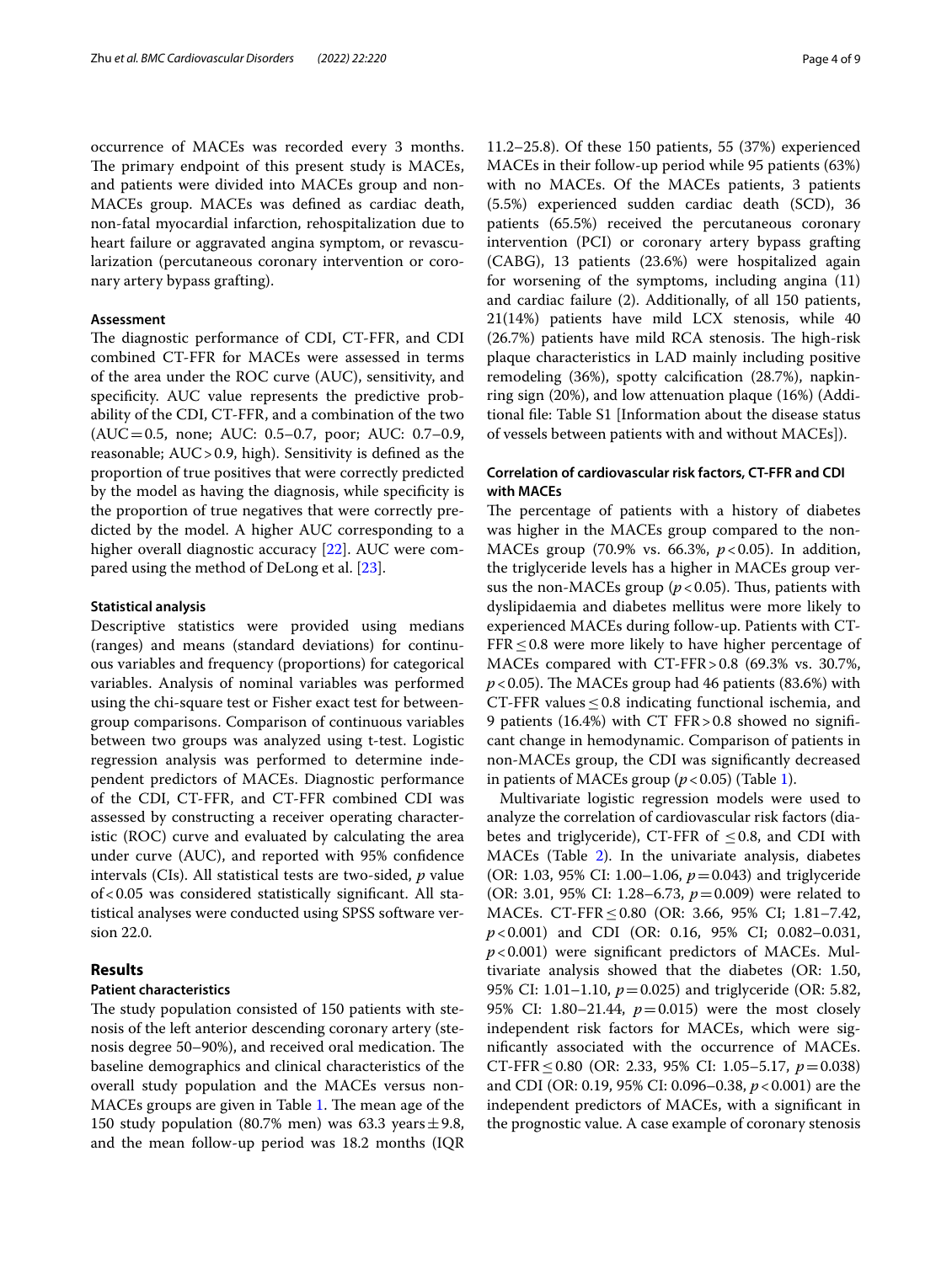occurrence of MACEs was recorded every 3 months. The primary endpoint of this present study is MACEs, and patients were divided into MACEs group and non-MACEs group. MACEs was defined as cardiac death, non-fatal myocardial infarction, rehospitalization due to heart failure or aggravated angina symptom, or revascularization (percutaneous coronary intervention or coronary artery bypass grafting).

### Assessment

The diagnostic performance of CDI, CT-FFR, and CDI combined CT-FFR for MACEs were assessed in terms of the area under the ROC curve (AUC), sensitivity, and specificity. AUC value represents the predictive probability of the CDI, CT-FFR, and a combination of the two (AUC = 0.5, none; AUC: 0.5–0.7, poor; AUC: 0.7–0.9, reasonable; AUC > 0.9, high). Sensitivity is defined as the proportion of true positives that were correctly predicted by the model as having the diagnosis, while specificity is the proportion of true negatives that were correctly predicted by the model. A higher AUC corresponding to a higher overall diagnostic accuracy [22]. AUC were compared using the method of DeLong et al. [23].

### Statistical analysis

Descriptive statistics were provided using medians (ranges) and means (standard deviations) for continuous variables and frequency (proportions) for categorical variables. Analysis of nominal variables was performed using the chi-square test or Fisher exact test for between-group comparisons. Comparison of continuous variables between two groups was analyzed using t-test. Logistic regression analysis was performed to determine independent predictors of MACEs. Diagnostic performance of the CDI, CT-FFR, and CT-FFR combined CDI was assessed by constructing a receiver operating characteristic (ROC) curve and evaluated by calculating the area under curve (AUC), and reported with 95% confidence intervals (CIs). All statistical tests are two-sided, *p* value of < 0.05 was considered statistically significant. All statistical analyses were conducted using SPSS software version 22.0.

## Results

### Patient characteristics

The study population consisted of 150 patients with stenosis of the left anterior descending coronary artery (stenosis degree 50–90%), and received oral medication. The baseline demographics and clinical characteristics of the overall study population and the MACEs versus non-MACEs groups are given in Table 1. The mean age of the 150 study population (80.7% men) was 63.3 years ± 9.8, and the mean follow-up period was 18.2 months (IQR 11.2–25.8). Of these 150 patients, 55 (37%) experienced MACEs in their follow-up period while 95 patients (63%) with no MACEs. Of the MACEs patients, 3 patients (5.5%) experienced sudden cardiac death (SCD), 36 patients (65.5%) received the percutaneous coronary intervention (PCI) or coronary artery bypass grafting (CABG), 13 patients (23.6%) were hospitalized again for worsening of the symptoms, including angina (11) and cardiac failure (2). Additionally, of all 150 patients, 21(14%) patients have mild LCX stenosis, while 40 (26.7%) patients have mild RCA stenosis. The high-risk plaque characteristics in LAD mainly including positive remodeling (36%), spotty calcification (28.7%), napkin-ring sign (20%), and low attenuation plaque (16%) (Additional file: Table S1 [Information about the disease status of vessels between patients with and without MACEs]).

### Correlation of cardiovascular risk factors, CT-FFR and CDI with MACEs

The percentage of patients with a history of diabetes was higher in the MACEs group compared to the non-MACEs group (70.9% vs. 66.3%, $p < 0.05$). In addition, the triglyceride levels has a higher in MACEs group versus the non-MACEs group ($p < 0.05$). Thus, patients with dyslipidaemia and diabetes mellitus were more likely to experienced MACEs during follow-up. Patients with CT-FFR ≤ 0.8 were more likely to have higher percentage of MACEs compared with CT-FFR > 0.8 (69.3% vs. 30.7%, $p < 0.05$). The MACEs group had 46 patients (83.6%) with CT-FFR values ≤ 0.8 indicating functional ischemia, and 9 patients (16.4%) with CT FFR > 0.8 showed no significant change in hemodynamic. Comparison of patients in non-MACEs group, the CDI was significantly decreased in patients of MACEs group ($p < 0.05$) (Table 1).

Multivariate logistic regression models were used to analyze the correlation of cardiovascular risk factors (diabetes and triglyceride), CT-FFR of ≤ 0.8, and CDI with MACEs (Table 2). In the univariate analysis, diabetes (OR: 1.03, 95% CI: 1.00–1.06, $p = 0.043$) and triglyceride (OR: 3.01, 95% CI: 1.28–6.73, $p = 0.009$) were related to MACEs. CT-FFR ≤ 0.80 (OR: 3.66, 95% CI; 1.81–7.42, $p < 0.001$) and CDI (OR: 0.16, 95% CI; 0.082–0.031, $p < 0.001$) were significant predictors of MACEs. Multivariate analysis showed that the diabetes (OR: 1.50, 95% CI: 1.01–1.10, $p = 0.025$) and triglyceride (OR: 5.82, 95% CI: 1.80–21.44, $p = 0.015$) were the most closely independent risk factors for MACEs, which were significantly associated with the occurrence of MACEs. CT-FFR ≤ 0.80 (OR: 2.33, 95% CI: 1.05–5.17, $p = 0.038$) and CDI (OR: 0.19, 95% CI: 0.096–0.38, $p < 0.001$) are the independent predictors of MACEs, with a significant in the prognostic value. A case example of coronary stenosis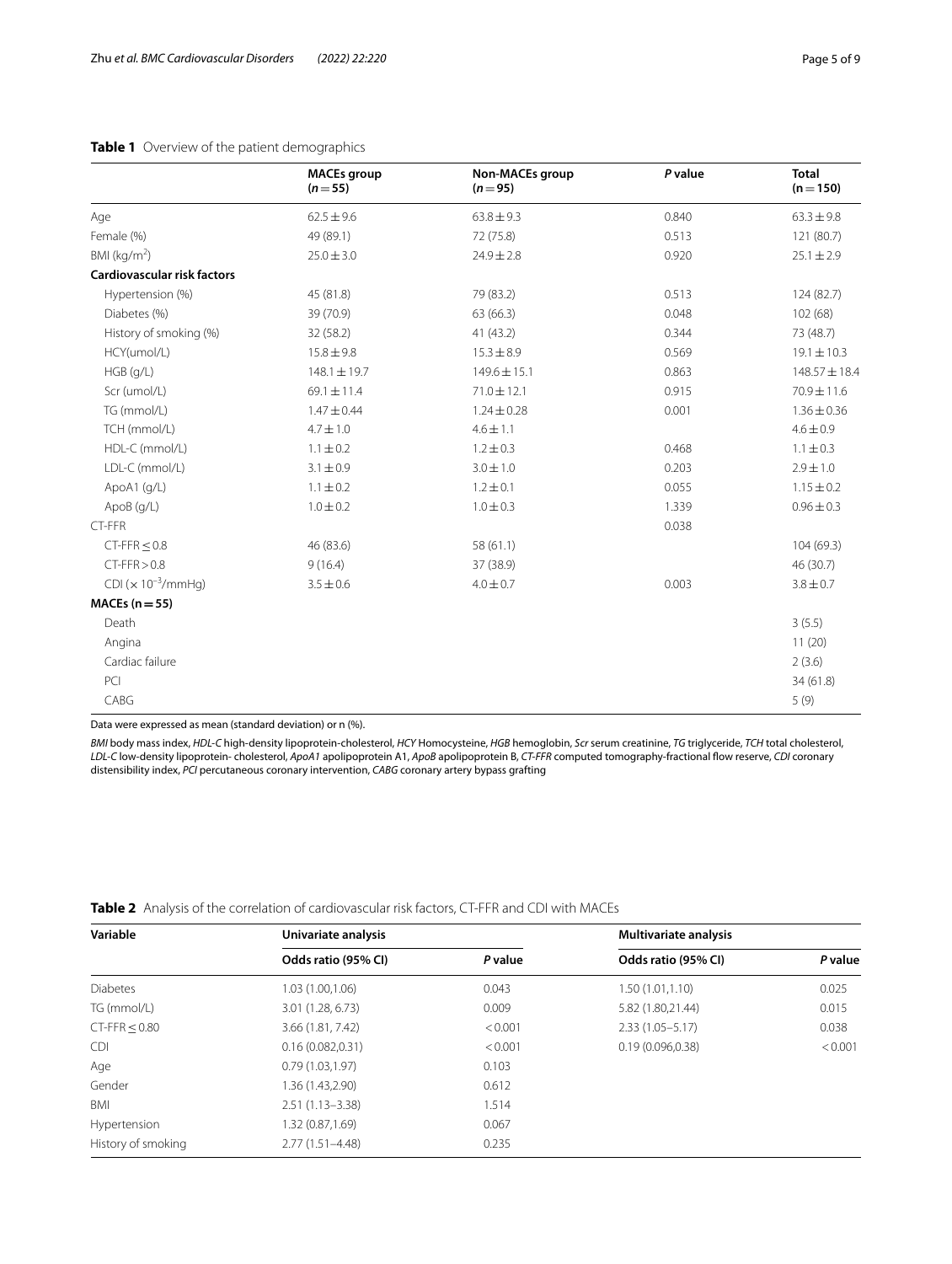**Table 1** Overview of the patient demographics

| | MACEs group (*n* = 55) | Non-MACEs group (*n* = 95) | *P* value | Total (n = 150) |
|---|---|---|---|---|
| Age | 62.5 ± 9.6 | 63.8 ± 9.3 | 0.840 | 63.3 ± 9.8 |
| Female (%) | 49 (89.1) | 72 (75.8) | 0.513 | 121 (80.7) |
| BMI (kg/m$^2$) | 25.0 ± 3.0 | 24.9 ± 2.8 | 0.920 | 25.1 ± 2.9 |
| **Cardiovascular risk factors** | | | | |
| Hypertension (%) | 45 (81.8) | 79 (83.2) | 0.513 | 124 (82.7) |
| Diabetes (%) | 39 (70.9) | 63 (66.3) | 0.048 | 102 (68) |
| History of smoking (%) | 32 (58.2) | 41 (43.2) | 0.344 | 73 (48.7) |
| HCY(umol/L) | 15.8 ± 9.8 | 15.3 ± 8.9 | 0.569 | 19.1 ± 10.3 |
| HGB (g/L) | 148.1 ± 19.7 | 149.6 ± 15.1 | 0.863 | 148.57 ± 18.4 |
| Scr (umol/L) | 69.1 ± 11.4 | 71.0 ± 12.1 | 0.915 | 70.9 ± 11.6 |
| TG (mmol/L) | 1.47 ± 0.44 | 1.24 ± 0.28 | 0.001 | 1.36 ± 0.36 |
| TCH (mmol/L) | 4.7 ± 1.0 | 4.6 ± 1.1 | | 4.6 ± 0.9 |
| HDL-C (mmol/L) | 1.1 ± 0.2 | 1.2 ± 0.3 | 0.468 | 1.1 ± 0.3 |
| LDL-C (mmol/L) | 3.1 ± 0.9 | 3.0 ± 1.0 | 0.203 | 2.9 ± 1.0 |
| ApoA1 (g/L) | 1.1 ± 0.2 | 1.2 ± 0.1 | 0.055 | 1.15 ± 0.2 |
| ApoB (g/L) | 1.0 ± 0.2 | 1.0 ± 0.3 | 1.339 | 0.96 ± 0.3 |
| CT-FFR | | | 0.038 | |
| CT-FFR ≤ 0.8 | 46 (83.6) | 58 (61.1) | | 104 (69.3) |
| CT-FFR > 0.8 | 9 (16.4) | 37 (38.9) | | 46 (30.7) |
| CDI ($\times 10^{-3}$/mmHg) | 3.5 ± 0.6 | 4.0 ± 0.7 | 0.003 | 3.8 ± 0.7 |
| **MACEs (n = 55)** | | | | |
| Death | | | | 3 (5.5) |
| Angina | | | | 11 (20) |
| Cardiac failure | | | | 2 (3.6) |
| PCI | | | | 34 (61.8) |
| CABG | | | | 5 (9) |

Data were expressed as mean (standard deviation) or n (%).

*BMI* body mass index, *HDL-C* high-density lipoprotein-cholesterol, *HCY* Homocysteine, *HGB* hemoglobin, *Scr* serum creatinine, *TG* triglyceride, *TCH* total cholesterol, *LDL-C* low-density lipoprotein- cholesterol, *ApoA1* apolipoprotein A1, *ApoB* apolipoprotein B, *CT-FFR* computed tomography-fractional flow reserve, *CDI* coronary distensibility index, *PCI* percutaneous coronary intervention, *CABG* coronary artery bypass grafting

**Table 2** Analysis of the correlation of cardiovascular risk factors, CT-FFR and CDI with MACEs

| Variable | Univariate analysis | | Multivariate analysis | |
|---|---|---|---|---|
| | Odds ratio (95% CI) | *P* value | Odds ratio (95% CI) | *P* value |
| Diabetes | 1.03 (1.00,1.06) | 0.043 | 1.50 (1.01,1.10) | 0.025 |
| TG (mmol/L) | 3.01 (1.28, 6.73) | 0.009 | 5.82 (1.80,21.44) | 0.015 |
| CT-FFR ≤ 0.80 | 3.66 (1.81, 7.42) | < 0.001 | 2.33 (1.05–5.17) | 0.038 |
| CDI | 0.16 (0.082,0.31) | < 0.001 | 0.19 (0.096,0.38) | < 0.001 |
| Age | 0.79 (1.03,1.97) | 0.103 | | |
| Gender | 1.36 (1.43,2.90) | 0.612 | | |
| BMI | 2.51 (1.13–3.38) | 1.514 | | |
| Hypertension | 1.32 (0.87,1.69) | 0.067 | | |
| History of smoking | 2.77 (1.51–4.48) | 0.235 | | |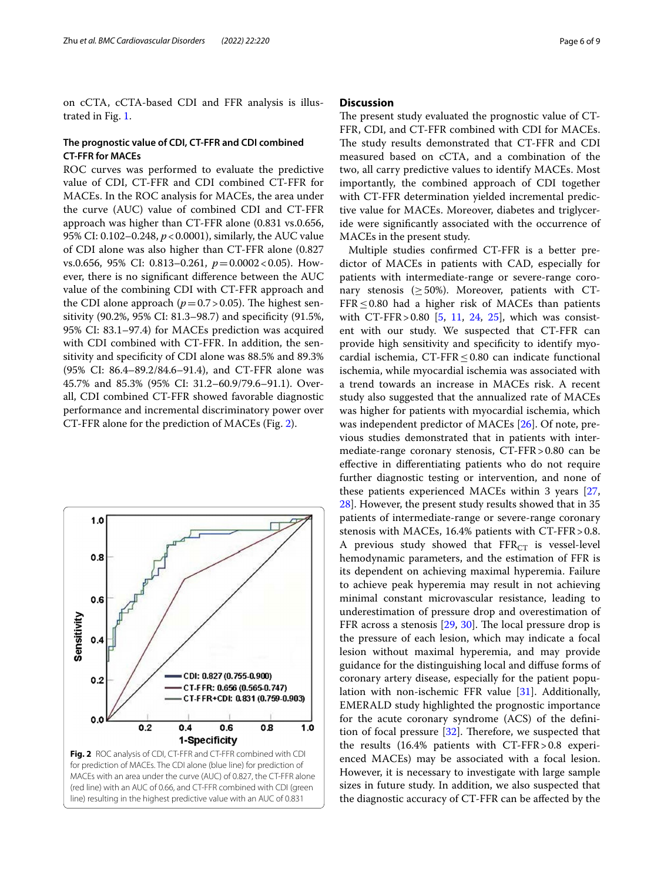on cCTA, cCTA-based CDI and FFR analysis is illustrated in Fig. 1.

### The prognostic value of CDI, CT-FFR and CDI combined CT-FFR for MACEs

ROC curves was performed to evaluate the predictive value of CDI, CT-FFR and CDI combined CT-FFR for MACEs. In the ROC analysis for MACEs, the area under the curve (AUC) value of combined CDI and CT-FFR approach was higher than CT-FFR alone (0.831 vs.0.656, 95% CI: 0.102–0.248, $p<0.0001$), similarly, the AUC value of CDI alone was also higher than CT-FFR alone (0.827 vs.0.656, 95% CI: 0.813–0.261, $p=0.0002<0.05$). However, there is no significant difference between the AUC value of the combining CDI with CT-FFR approach and the CDI alone approach ($p=0.7>0.05$). The highest sensitivity (90.2%, 95% CI: 81.3–98.7) and specificity (91.5%, 95% CI: 83.1–97.4) for MACEs prediction was acquired with CDI combined with CT-FFR. In addition, the sensitivity and specificity of CDI alone was 88.5% and 89.3% (95% CI: 86.4–89.2/84.6–91.4), and CT-FFR alone was 45.7% and 85.3% (95% CI: 31.2–60.9/79.6–91.1). Overall, CDI combined CT-FFR showed favorable diagnostic performance and incremental discriminatory power over CT-FFR alone for the prediction of MACEs (Fig. 2).

**Fig. 2** ROC analysis of CDI, CT-FFR and CT-FFR combined with CDI for prediction of MACEs. The CDI alone (blue line) for prediction of MACEs with an area under the curve (AUC) of 0.827, the CT-FFR alone (red line) with an AUC of 0.66, and CT-FFR combined with CDI (green line) resulting in the highest predictive value with an AUC of 0.831

## Discussion

The present study evaluated the prognostic value of CT-FFR, CDI, and CT-FFR combined with CDI for MACEs. The study results demonstrated that CT-FFR and CDI measured based on cCTA, and a combination of the two, all carry predictive values to identify MACEs. Most importantly, the combined approach of CDI together with CT-FFR determination yielded incremental predictive value for MACEs. Moreover, diabetes and triglyceride were significantly associated with the occurrence of MACEs in the present study.

Multiple studies confirmed CT-FFR is a better predictor of MACEs in patients with CAD, especially for patients with intermediate-range or severe-range coronary stenosis (≥50%). Moreover, patients with CT-FFR ≤ 0.80 had a higher risk of MACEs than patients with CT-FFR > 0.80 [5, 11, 24, 25], which was consistent with our study. We suspected that CT-FFR can provide high sensitivity and specificity to identify myocardial ischemia, CT-FFR ≤ 0.80 can indicate functional ischemia, while myocardial ischemia was associated with a trend towards an increase in MACEs risk. A recent study also suggested that the annualized rate of MACEs was higher for patients with myocardial ischemia, which was independent predictor of MACEs [26]. Of note, previous studies demonstrated that in patients with intermediate-range coronary stenosis, CT-FFR > 0.80 can be effective in differentiating patients who do not require further diagnostic testing or intervention, and none of these patients experienced MACEs within 3 years [27, 28]. However, the present study results showed that in 35 patients of intermediate-range or severe-range coronary stenosis with MACEs, 16.4% patients with CT-FFR > 0.8. A previous study showed that $FFR_{CT}$ is vessel-level hemodynamic parameters, and the estimation of FFR is its dependent on achieving maximal hyperemia. Failure to achieve peak hyperemia may result in not achieving minimal constant microvascular resistance, leading to underestimation of pressure drop and overestimation of FFR across a stenosis [29, 30]. The local pressure drop is the pressure of each lesion, which may indicate a focal lesion without maximal hyperemia, and may provide guidance for the distinguishing local and diffuse forms of coronary artery disease, especially for the patient population with non-ischemic FFR value [31]. Additionally, EMERALD study highlighted the prognostic importance for the acute coronary syndrome (ACS) of the definition of focal pressure [32]. Therefore, we suspected that the results (16.4% patients with CT-FFR > 0.8 experienced MACEs) may be associated with a focal lesion. However, it is necessary to investigate with large sample sizes in future study. In addition, we also suspected that the diagnostic accuracy of CT-FFR can be affected by the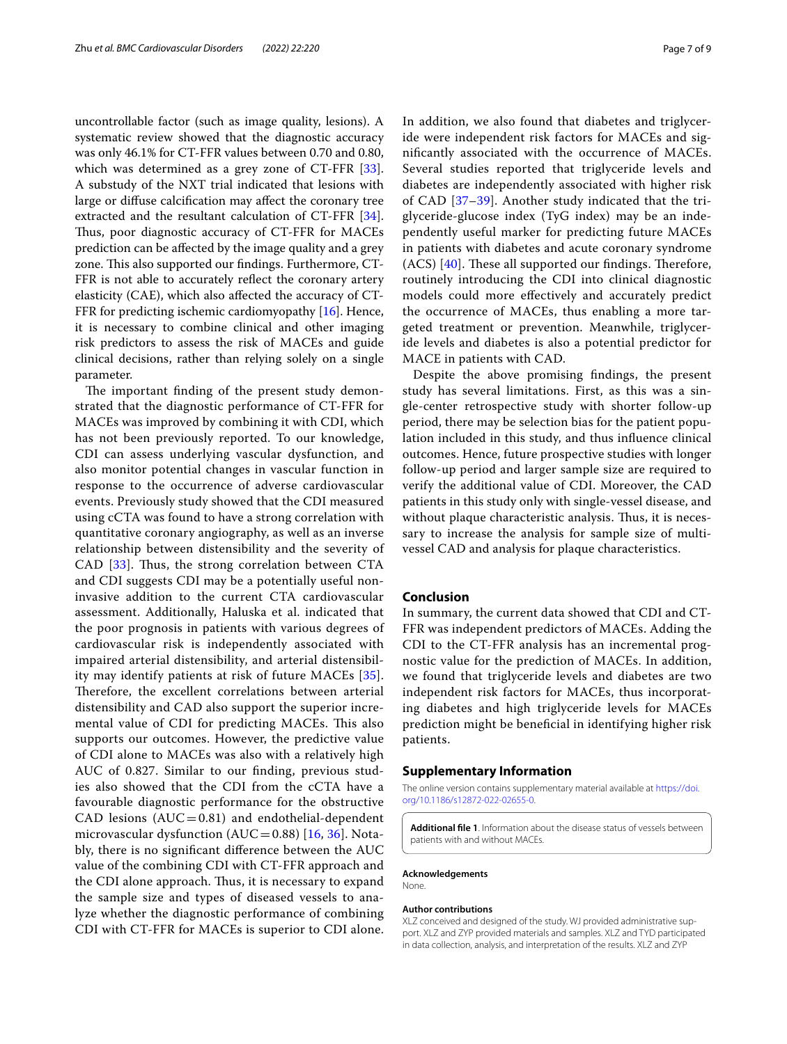uncontrollable factor (such as image quality, lesions). A systematic review showed that the diagnostic accuracy was only 46.1% for CT-FFR values between 0.70 and 0.80, which was determined as a grey zone of CT-FFR [33]. A substudy of the NXT trial indicated that lesions with large or diffuse calcification may affect the coronary tree extracted and the resultant calculation of CT-FFR [34]. Thus, poor diagnostic accuracy of CT-FFR for MACEs prediction can be affected by the image quality and a grey zone. This also supported our findings. Furthermore, CT-FFR is not able to accurately reflect the coronary artery elasticity (CAE), which also affected the accuracy of CT-FFR for predicting ischemic cardiomyopathy [16]. Hence, it is necessary to combine clinical and other imaging risk predictors to assess the risk of MACEs and guide clinical decisions, rather than relying solely on a single parameter.

The important finding of the present study demonstrated that the diagnostic performance of CT-FFR for MACEs was improved by combining it with CDI, which has not been previously reported. To our knowledge, CDI can assess underlying vascular dysfunction, and also monitor potential changes in vascular function in response to the occurrence of adverse cardiovascular events. Previously study showed that the CDI measured using cCTA was found to have a strong correlation with quantitative coronary angiography, as well as an inverse relationship between distensibility and the severity of CAD [33]. Thus, the strong correlation between CTA and CDI suggests CDI may be a potentially useful non-invasive addition to the current CTA cardiovascular assessment. Additionally, Haluska et al. indicated that the poor prognosis in patients with various degrees of cardiovascular risk is independently associated with impaired arterial distensibility, and arterial distensibility may identify patients at risk of future MACEs [35]. Therefore, the excellent correlations between arterial distensibility and CAD also support the superior incremental value of CDI for predicting MACEs. This also supports our outcomes. However, the predictive value of CDI alone to MACEs was also with a relatively high AUC of 0.827. Similar to our finding, previous studies also showed that the CDI from the cCTA have a favourable diagnostic performance for the obstructive CAD lesions (AUC = 0.81) and endothelial-dependent microvascular dysfunction (AUC = 0.88) [16, 36]. Notably, there is no significant difference between the AUC value of the combining CDI with CT-FFR approach and the CDI alone approach. Thus, it is necessary to expand the sample size and types of diseased vessels to analyze whether the diagnostic performance of combining CDI with CT-FFR for MACEs is superior to CDI alone.

In addition, we also found that diabetes and triglyceride were independent risk factors for MACEs and significantly associated with the occurrence of MACEs. Several studies reported that triglyceride levels and diabetes are independently associated with higher risk of CAD [37–39]. Another study indicated that the triglyceride-glucose index (TyG index) may be an independently useful marker for predicting future MACEs in patients with diabetes and acute coronary syndrome (ACS) [40]. These all supported our findings. Therefore, routinely introducing the CDI into clinical diagnostic models could more effectively and accurately predict the occurrence of MACEs, thus enabling a more targeted treatment or prevention. Meanwhile, triglyceride levels and diabetes is also a potential predictor for MACE in patients with CAD.

Despite the above promising findings, the present study has several limitations. First, as this was a single-center retrospective study with shorter follow-up period, there may be selection bias for the patient population included in this study, and thus influence clinical outcomes. Hence, future prospective studies with longer follow-up period and larger sample size are required to verify the additional value of CDI. Moreover, the CAD patients in this study only with single-vessel disease, and without plaque characteristic analysis. Thus, it is necessary to increase the analysis for sample size of multi-vessel CAD and analysis for plaque characteristics.

## Conclusion

In summary, the current data showed that CDI and CT-FFR was independent predictors of MACEs. Adding the CDI to the CT-FFR analysis has an incremental prognostic value for the prediction of MACEs. In addition, we found that triglyceride levels and diabetes are two independent risk factors for MACEs, thus incorporating diabetes and high triglyceride levels for MACEs prediction might be beneficial in identifying higher risk patients.

## Supplementary Information

The online version contains supplementary material available at https://doi.org/10.1186/s12872-022-02655-0.

**Additional file 1**. Information about the disease status of vessels between patients with and without MACEs.

#### Acknowledgements

None.

#### Author contributions

XLZ conceived and designed of the study. WJ provided administrative support. XLZ and ZYP provided materials and samples. XLZ and TYD participated in data collection, analysis, and interpretation of the results. XLZ and ZYP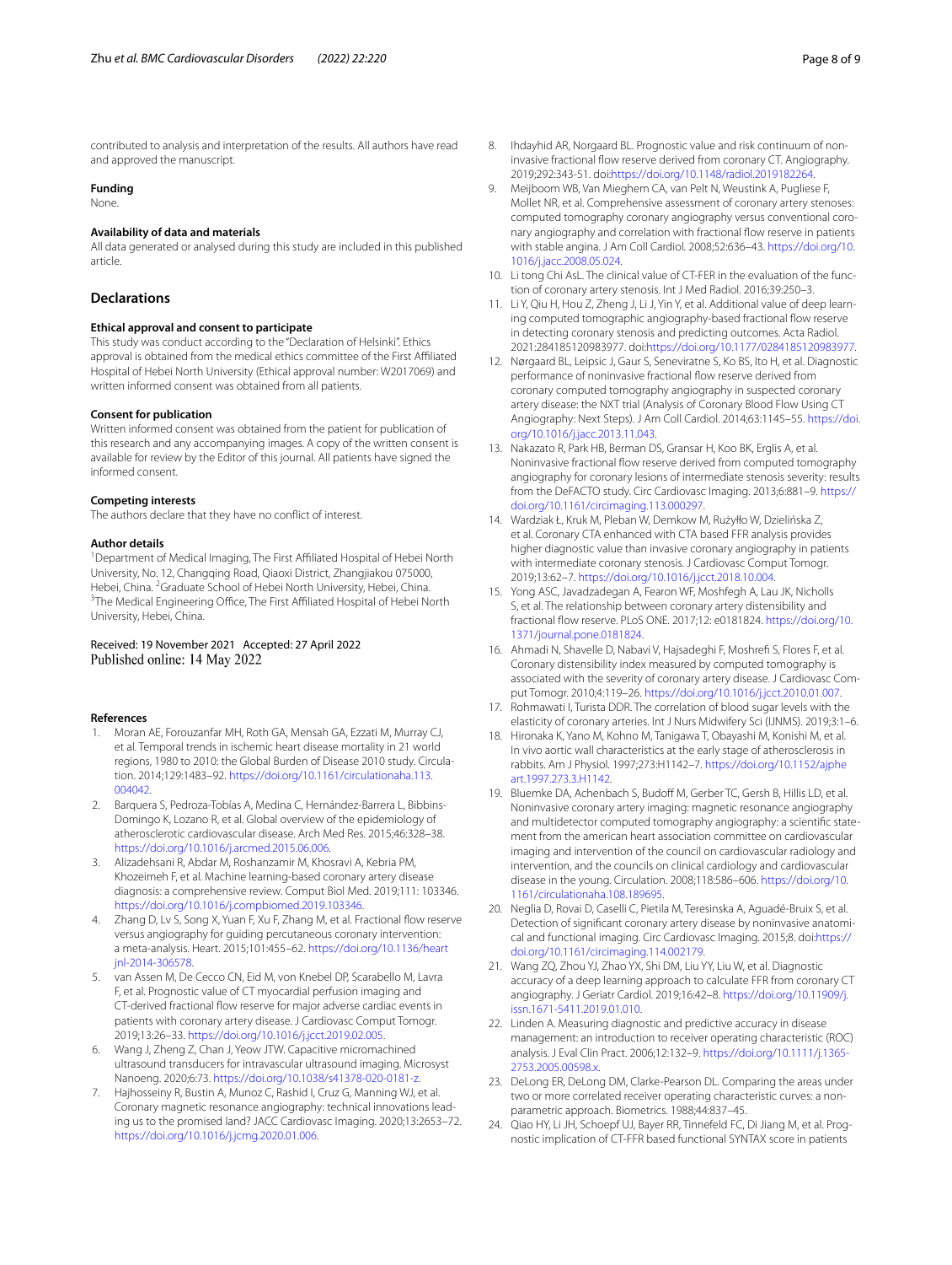contributed to analysis and interpretation of the results. All authors have read and approved the manuscript.

### Funding

None.

### Availability of data and materials

All data generated or analysed during this study are included in this published article.

## Declarations

### Ethical approval and consent to participate

This study was conduct according to the "Declaration of Helsinki". Ethics approval is obtained from the medical ethics committee of the First Affiliated Hospital of Hebei North University (Ethical approval number: W2017069) and written informed consent was obtained from all patients.

### Consent for publication

Written informed consent was obtained from the patient for publication of this research and any accompanying images. A copy of the written consent is available for review by the Editor of this journal. All patients have signed the informed consent.

### Competing interests

The authors declare that they have no conflict of interest.

### Author details

[1]Department of Medical Imaging, The First Affiliated Hospital of Hebei North University, No. 12, Changqing Road, Qiaoxi District, Zhangjiakou 075000, Hebei, China. [2]Graduate School of Hebei North University, Hebei, China. [3]The Medical Engineering Office, The First Affiliated Hospital of Hebei North University, Hebei, China.

Received: 19 November 2021 Accepted: 27 April 2022
Published online: 14 May 2022

### References

1. Moran AE, Forouzanfar MH, Roth GA, Mensah GA, Ezzati M, Murray CJ, et al. Temporal trends in ischemic heart disease mortality in 21 world regions, 1980 to 2010: the Global Burden of Disease 2010 study. Circulation. 2014;129:1483–92. https://doi.org/10.1161/circulationaha.113.004042.
2. Barquera S, Pedroza-Tobías A, Medina C, Hernández-Barrera L, Bibbins-Domingo K, Lozano R, et al. Global overview of the epidemiology of atherosclerotic cardiovascular disease. Arch Med Res. 2015;46:328–38. https://doi.org/10.1016/j.arcmed.2015.06.006.
3. Alizadehsani R, Abdar M, Roshanzamir M, Khosravi A, Kebria PM, Khozeimeh F, et al. Machine learning-based coronary artery disease diagnosis: a comprehensive review. Comput Biol Med. 2019;111: 103346. https://doi.org/10.1016/j.compbiomed.2019.103346.
4. Zhang D, Lv S, Song X, Yuan F, Xu F, Zhang M, et al. Fractional flow reserve versus angiography for guiding percutaneous coronary intervention: a meta-analysis. Heart. 2015;101:455–62. https://doi.org/10.1136/heartjnl-2014-306578.
5. van Assen M, De Cecco CN, Eid M, von Knebel DP, Scarabello M, Lavra F, et al. Prognostic value of CT myocardial perfusion imaging and CT-derived fractional flow reserve for major adverse cardiac events in patients with coronary artery disease. J Cardiovasc Comput Tomogr. 2019;13:26–33. https://doi.org/10.1016/j.jcct.2019.02.005.
6. Wang J, Zheng Z, Chan J, Yeow JTW. Capacitive micromachined ultrasound transducers for intravascular ultrasound imaging. Microsyst Nanoeng. 2020;6:73. https://doi.org/10.1038/s41378-020-0181-z.
7. Hajhosseiny R, Bustin A, Munoz C, Rashid I, Cruz G, Manning WJ, et al. Coronary magnetic resonance angiography: technical innovations leading us to the promised land? JACC Cardiovasc Imaging. 2020;13:2653–72. https://doi.org/10.1016/j.jcmg.2020.01.006.
8. Ihdayhid AR, Norgaard BL. Prognostic value and risk continuum of noninvasive fractional flow reserve derived from coronary CT. Angiography. 2019;292:343-51. doi:https://doi.org/10.1148/radiol.2019182264.
9. Meijboom WB, Van Mieghem CA, van Pelt N, Weustink A, Pugliese F, Mollet NR, et al. Comprehensive assessment of coronary artery stenoses: computed tomography coronary angiography versus conventional coronary angiography and correlation with fractional flow reserve in patients with stable angina. J Am Coll Cardiol. 2008;52:636–43. https://doi.org/10.1016/j.jacc.2008.05.024.
10. Li tong Chi AsL. The clinical value of CT-FER in the evaluation of the function of coronary artery stenosis. Int J Med Radiol. 2016;39:250–3.
11. Li Y, Qiu H, Hou Z, Zheng J, Li J, Yin Y, et al. Additional value of deep learning computed tomographic angiography-based fractional flow reserve in detecting coronary stenosis and predicting outcomes. Acta Radiol. 2021:284185120983977. doi:https://doi.org/10.1177/0284185120983977.
12. Nørgaard BL, Leipsic J, Gaur S, Seneviratne S, Ko BS, Ito H, et al. Diagnostic performance of noninvasive fractional flow reserve derived from coronary computed tomography angiography in suspected coronary artery disease: the NXT trial (Analysis of Coronary Blood Flow Using CT Angiography: Next Steps). J Am Coll Cardiol. 2014;63:1145–55. https://doi.org/10.1016/j.jacc.2013.11.043.
13. Nakazato R, Park HB, Berman DS, Gransar H, Koo BK, Erglis A, et al. Noninvasive fractional flow reserve derived from computed tomography angiography for coronary lesions of intermediate stenosis severity: results from the DeFACTO study. Circ Cardiovasc Imaging. 2013;6:881–9. https://doi.org/10.1161/circimaging.113.000297.
14. Wardziak Ł, Kruk M, Pleban W, Demkow M, Rużyłło W, Dzielińska Z, et al. Coronary CTA enhanced with CTA based FFR analysis provides higher diagnostic value than invasive coronary angiography in patients with intermediate coronary stenosis. J Cardiovasc Comput Tomogr. 2019;13:62–7. https://doi.org/10.1016/j.jcct.2018.10.004.
15. Yong ASC, Javadzadegan A, Fearon WF, Moshfegh A, Lau JK, Nicholls S, et al. The relationship between coronary artery distensibility and fractional flow reserve. PLoS ONE. 2017;12: e0181824. https://doi.org/10.1371/journal.pone.0181824.
16. Ahmadi N, Shavelle D, Nabavi V, Hajsadeghi F, Moshrefi S, Flores F, et al. Coronary distensibility index measured by computed tomography is associated with the severity of coronary artery disease. J Cardiovasc Comput Tomogr. 2010;4:119–26. https://doi.org/10.1016/j.jcct.2010.01.007.
17. Rohmawati I, Turista DDR. The correlation of blood sugar levels with the elasticity of coronary arteries. Int J Nurs Midwifery Sci (IJNMS). 2019;3:1–6.
18. Hironaka K, Yano M, Kohno M, Tanigawa T, Obayashi M, Konishi M, et al. In vivo aortic wall characteristics at the early stage of atherosclerosis in rabbits. Am J Physiol. 1997;273:H1142–7. https://doi.org/10.1152/ajpheart.1997.273.3.H1142.
19. Bluemke DA, Achenbach S, Budoff M, Gerber TC, Gersh B, Hillis LD, et al. Noninvasive coronary artery imaging: magnetic resonance angiography and multidetector computed tomography angiography: a scientific statement from the american heart association committee on cardiovascular imaging and intervention of the council on cardiovascular radiology and intervention, and the councils on clinical cardiology and cardiovascular disease in the young. Circulation. 2008;118:586–606. https://doi.org/10.1161/circulationaha.108.189695.
20. Neglia D, Rovai D, Caselli C, Pietila M, Teresinska A, Aguadé-Bruix S, et al. Detection of significant coronary artery disease by noninvasive anatomical and functional imaging. Circ Cardiovasc Imaging. 2015;8. doi:https://doi.org/10.1161/circimaging.114.002179.
21. Wang ZQ, Zhou YJ, Zhao YX, Shi DM, Liu YY, Liu W, et al. Diagnostic accuracy of a deep learning approach to calculate FFR from coronary CT angiography. J Geriatr Cardiol. 2019;16:42–8. https://doi.org/10.11909/j.issn.1671-5411.2019.01.010.
22. Linden A. Measuring diagnostic and predictive accuracy in disease management: an introduction to receiver operating characteristic (ROC) analysis. J Eval Clin Pract. 2006;12:132–9. https://doi.org/10.1111/j.1365-2753.2005.00598.x.
23. DeLong ER, DeLong DM, Clarke-Pearson DL. Comparing the areas under two or more correlated receiver operating characteristic curves: a nonparametric approach. Biometrics. 1988;44:837–45.
24. Qiao HY, Li JH, Schoepf UJ, Bayer RR, Tinnefeld FC, Di Jiang M, et al. Prognostic implication of CT-FFR based functional SYNTAX score in patients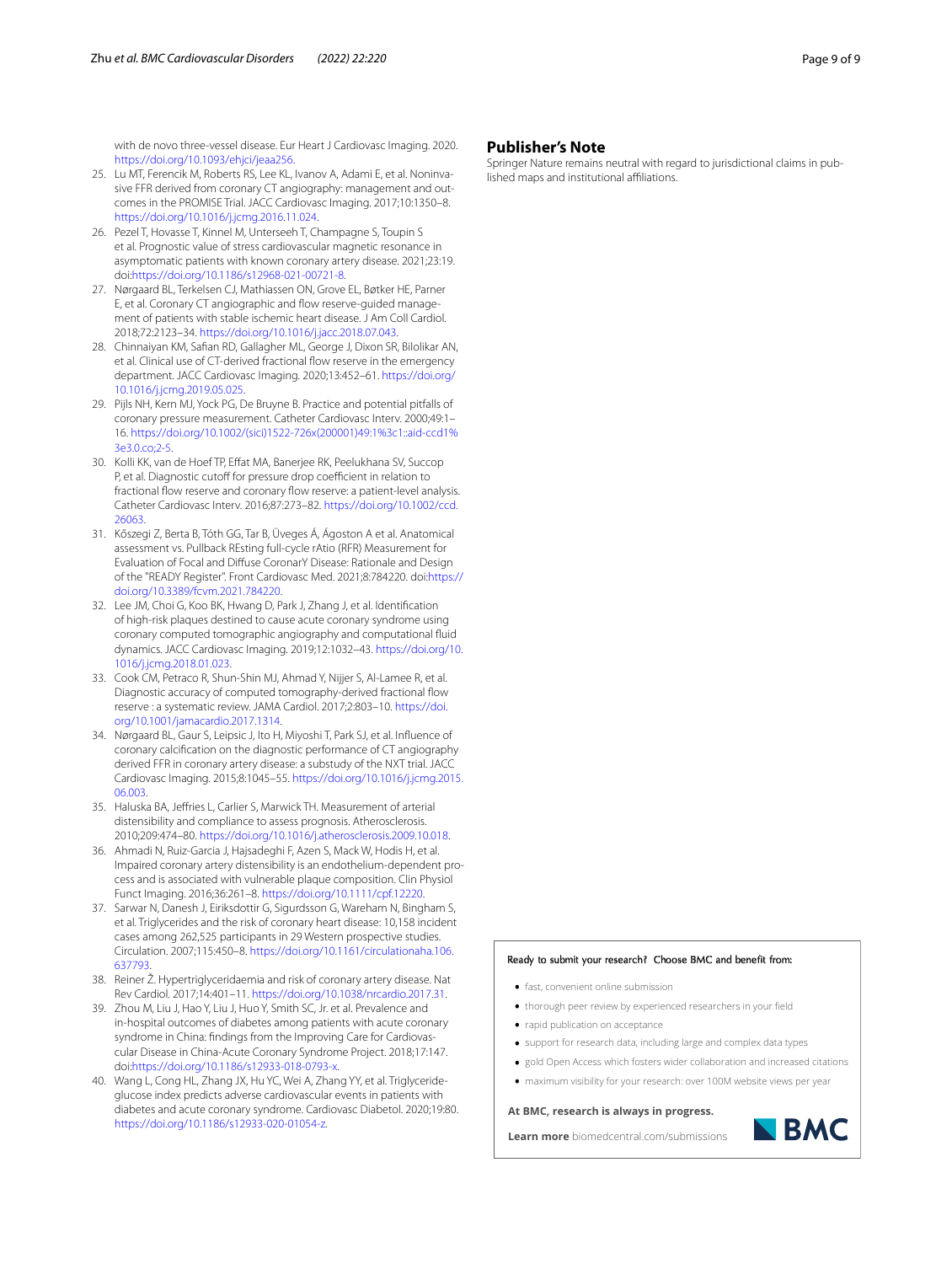with de novo three-vessel disease. Eur Heart J Cardiovasc Imaging. 2020. https://doi.org/10.1093/ehjci/jeaa256.

25. Lu MT, Ferencik M, Roberts RS, Lee KL, Ivanov A, Adami E, et al. Noninvasive FFR derived from coronary CT angiography: management and outcomes in the PROMISE Trial. JACC Cardiovasc Imaging. 2017;10:1350–8. https://doi.org/10.1016/j.jcmg.2016.11.024.
26. Pezel T, Hovasse T, Kinnel M, Unterseeh T, Champagne S, Toupin S et al. Prognostic value of stress cardiovascular magnetic resonance in asymptomatic patients with known coronary artery disease. 2021;23:19. doi:https://doi.org/10.1186/s12968-021-00721-8.
27. Nørgaard BL, Terkelsen CJ, Mathiassen ON, Grove EL, Bøtker HE, Parner E, et al. Coronary CT angiographic and flow reserve-guided management of patients with stable ischemic heart disease. J Am Coll Cardiol. 2018;72:2123–34. https://doi.org/10.1016/j.jacc.2018.07.043.
28. Chinnaiyan KM, Safian RD, Gallagher ML, George J, Dixon SR, Bilolikar AN, et al. Clinical use of CT-derived fractional flow reserve in the emergency department. JACC Cardiovasc Imaging. 2020;13:452–61. https://doi.org/10.1016/j.jcmg.2019.05.025.
29. Pijls NH, Kern MJ, Yock PG, De Bruyne B. Practice and potential pitfalls of coronary pressure measurement. Catheter Cardiovasc Interv. 2000;49:1–16. https://doi.org/10.1002/(sici)1522-726x(200001)49:1%3c1::aid-ccd1%3e3.0.co;2-5.
30. Kolli KK, van de Hoef TP, Effat MA, Banerjee RK, Peelukhana SV, Succop P, et al. Diagnostic cutoff for pressure drop coefficient in relation to fractional flow reserve and coronary flow reserve: a patient-level analysis. Catheter Cardiovasc Interv. 2016;87:273–82. https://doi.org/10.1002/ccd.26063.
31. Kőszegi Z, Berta B, Tóth GG, Tar B, Üveges Á, Ágoston A et al. Anatomical assessment vs. Pullback REsting full-cycle rAtio (RFR) Measurement for Evaluation of Focal and Diffuse CoronarY Disease: Rationale and Design of the "READY Register". Front Cardiovasc Med. 2021;8:784220. doi:https://doi.org/10.3389/fcvm.2021.784220.
32. Lee JM, Choi G, Koo BK, Hwang D, Park J, Zhang J, et al. Identification of high-risk plaques destined to cause acute coronary syndrome using coronary computed tomographic angiography and computational fluid dynamics. JACC Cardiovasc Imaging. 2019;12:1032–43. https://doi.org/10.1016/j.jcmg.2018.01.023.
33. Cook CM, Petraco R, Shun-Shin MJ, Ahmad Y, Nijjer S, Al-Lamee R, et al. Diagnostic accuracy of computed tomography-derived fractional flow reserve : a systematic review. JAMA Cardiol. 2017;2:803–10. https://doi.org/10.1001/jamacardio.2017.1314.
34. Nørgaard BL, Gaur S, Leipsic J, Ito H, Miyoshi T, Park SJ, et al. Influence of coronary calcification on the diagnostic performance of CT angiography derived FFR in coronary artery disease: a substudy of the NXT trial. JACC Cardiovasc Imaging. 2015;8:1045–55. https://doi.org/10.1016/j.jcmg.2015.06.003.
35. Haluska BA, Jeffries L, Carlier S, Marwick TH. Measurement of arterial distensibility and compliance to assess prognosis. Atherosclerosis. 2010;209:474–80. https://doi.org/10.1016/j.atherosclerosis.2009.10.018.
36. Ahmadi N, Ruiz-Garcia J, Hajsadeghi F, Azen S, Mack W, Hodis H, et al. Impaired coronary artery distensibility is an endothelium-dependent process and is associated with vulnerable plaque composition. Clin Physiol Funct Imaging. 2016;36:261–8. https://doi.org/10.1111/cpf.12220.
37. Sarwar N, Danesh J, Eiriksdottir G, Sigurdsson G, Wareham N, Bingham S, et al. Triglycerides and the risk of coronary heart disease: 10,158 incident cases among 262,525 participants in 29 Western prospective studies. Circulation. 2007;115:450–8. https://doi.org/10.1161/circulationaha.106.637793.
38. Reiner Ž. Hypertriglyceridaemia and risk of coronary artery disease. Nat Rev Cardiol. 2017;14:401–11. https://doi.org/10.1038/nrcardio.2017.31.
39. Zhou M, Liu J, Hao Y, Liu J, Huo Y, Smith SC, Jr. et al. Prevalence and in-hospital outcomes of diabetes among patients with acute coronary syndrome in China: findings from the Improving Care for Cardiovascular Disease in China-Acute Coronary Syndrome Project. 2018;17:147. doi:https://doi.org/10.1186/s12933-018-0793-x.
40. Wang L, Cong HL, Zhang JX, Hu YC, Wei A, Zhang YY, et al. Triglyceride-glucose index predicts adverse cardiovascular events in patients with diabetes and acute coronary syndrome. Cardiovasc Diabetol. 2020;19:80. https://doi.org/10.1186/s12933-020-01054-z.

## Publisher's Note

Springer Nature remains neutral with regard to jurisdictional claims in published maps and institutional affiliations.

Ready to submit your research? Choose BMC and benefit from:

- fast, convenient online submission
- thorough peer review by experienced researchers in your field
- rapid publication on acceptance
- support for research data, including large and complex data types
- gold Open Access which fosters wider collaboration and increased citations
- maximum visibility for your research: over 100M website views per year

**At BMC, research is always in progress.**

**Learn more** biomedcentral.com/submissions

BMC